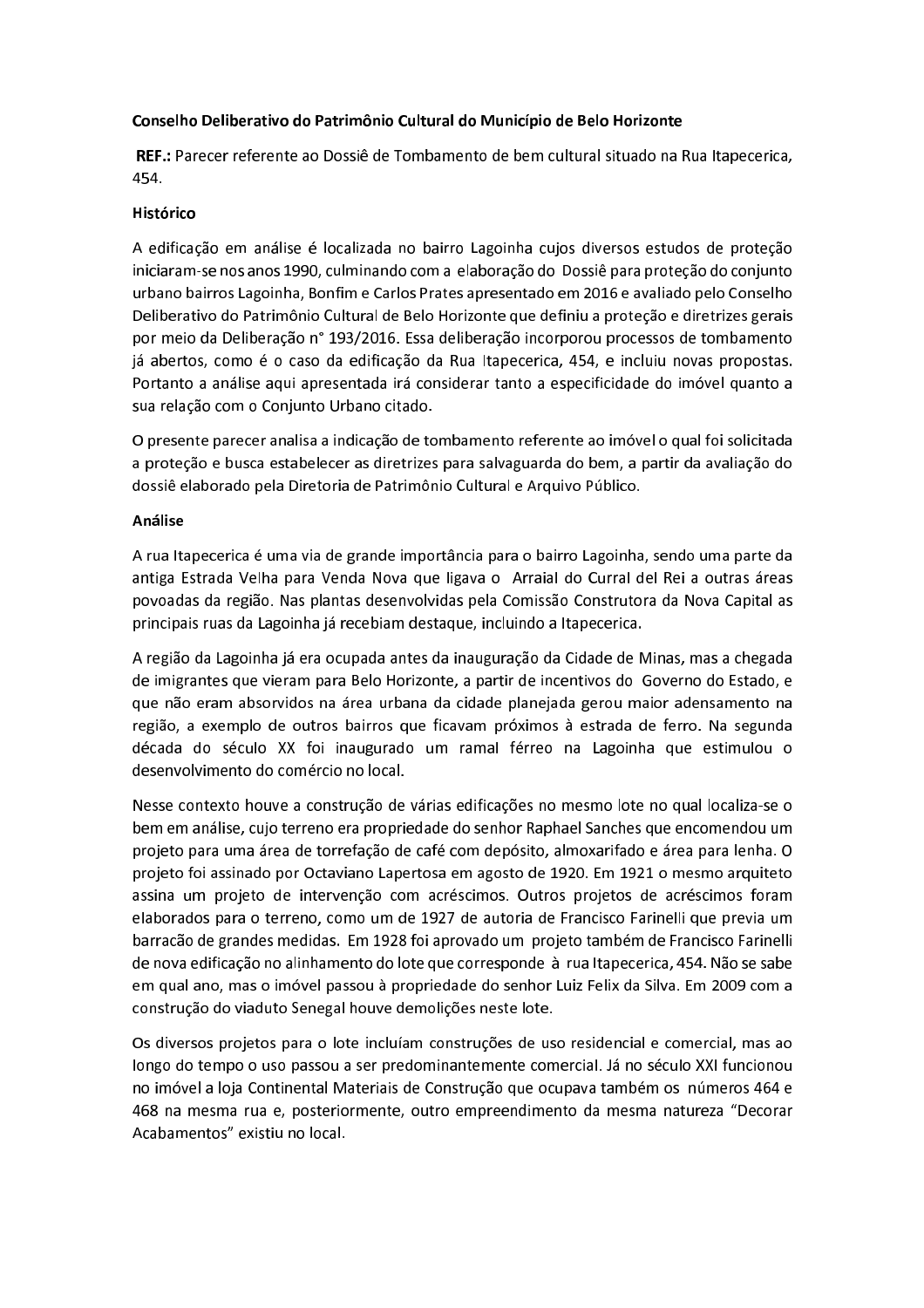**Conselho Deliberativo do Patrimônio Cultural do Município de Belo Horizonte**

**REF.:** Parecer referente ao Dossiê de Tombamento de bem cultural situado na Rua Itapecerica, 454.

**Histórico**

A edificação em análise é localizada no bairro Lagoinha cujos diversos estudos de proteção iniciaram-se nos anos 1990, culminando com a elaboração do Dossiê para proteção do conjunto urbano bairros Lagoinha, Bonfim e Carlos Prates apresentado em 2016 e avaliado pelo Conselho Deliberativo do Patrimônio Cultural de Belo Horizonte que definiu a proteção e diretrizes gerais por meio da Deliberação n° 193/2016. Essa deliberação incorporou processos de tombamento já abertos, como é o caso da edificação da Rua Itapecerica, 454, e incluiu novas propostas. Portanto a análise aqui apresentada irá considerar tanto a especificidade do imóvel quanto a sua relação com o Conjunto Urbano citado.

O presente parecer analisa a indicação de tombamento referente ao imóvel o qual foi solicitada a proteção e busca estabelecer as diretrizes para salvaguarda do bem, a partir da avaliação do dossiê elaborado pela Diretoria de Patrimônio Cultural e Arquivo Público.

**Análise**

A rua Itapecerica é uma via de grande importância para o bairro Lagoinha, sendo uma parte da antiga Estrada Velha para Venda Nova que ligava o Arraial do Curral del Rei a outras áreas povoadas da região. Nas plantas desenvolvidas pela Comissão Construtora da Nova Capital as principais ruas da Lagoinha já recebiam destaque, incluindo a Itapecerica.

A região da Lagoinha já era ocupada antes da inauguração da Cidade de Minas, mas a chegada de imigrantes que vieram para Belo Horizonte, a partir de incentivos do Governo do Estado, e que não eram absorvidos na área urbana da cidade planejada gerou maior adensamento na região, a exemplo de outros bairros que ficavam próximos à estrada de ferro. Na segunda década do século XX foi inaugurado um ramal férreo na Lagoinha que estimulou o desenvolvimento do comércio no local.

Nesse contexto houve a construção de várias edificações no mesmo lote no qual localiza-se o bem em análise, cujo terreno era propriedade do senhor Raphael Sanches que encomendou um projeto para uma área de torrefação de café com depósito, almoxarifado e área para lenha. O projeto foi assinado por Octaviano Lapertosa em agosto de 1920. Em 1921 o mesmo arquiteto assina um projeto de intervenção com acréscimos. Outros projetos de acréscimos foram elaborados para o terreno, como um de 1927 de autoria de Francisco Farinelli que previa um barracão de grandes medidas. Em 1928 foi aprovado um projeto também de Francisco Farinelli de nova edificação no alinhamento do lote que corresponde à rua Itapecerica, 454. Não se sabe em qual ano, mas o imóvel passou à propriedade do senhor Luiz Felix da Silva. Em 2009 com a construção do viaduto Senegal houve demolições neste lote.

Os diversos projetos para o lote incluíam construções de uso residencial e comercial, mas ao longo do tempo o uso passou a ser predominantemente comercial. Já no século XXI funcionou no imóvel a loja Continental Materiais de Construção que ocupava também os números 464 e 468 na mesma rua e, posteriormente, outro empreendimento da mesma natureza "Decorar Acabamentos" existiu no local.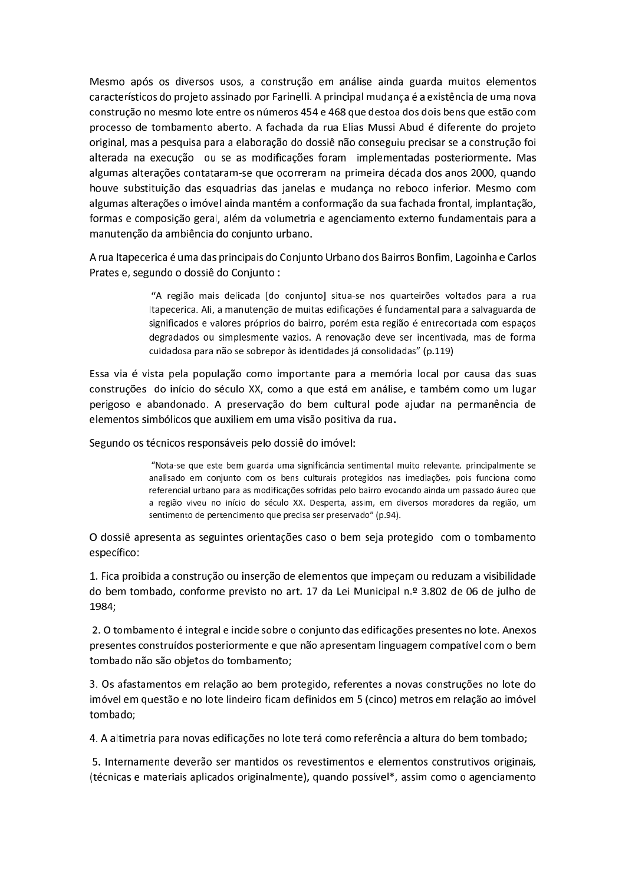Mesmo após os diversos usos, a construção em análise ainda guarda muitos elementos característicos do projeto assinado por Farinelli. A principal mudança é a existência de uma nova construção no mesmo lote entre os números 454 e 468 que destoa dos dois bens que estão com processo de tombamento aberto. A fachada da rua Elias Mussi Abud é diferente do projeto original, mas a pesquisa para a elaboração do dossiê não conseguiu precisar se a construção foi alterada na execução ou se as modificações foram implementadas posteriormente. Mas algumas alterações contataram-se que ocorreram na primeira década dos anos 2000, quando houve substituição das esquadrias das janelas e mudança no reboco inferior. Mesmo com algumas alterações o imóvel ainda mantém a conformação da sua fachada frontal, implantação, formas e composição geral, além da volumetria e agenciamento externo fundamentais para a manutenção da ambiência do conjunto urbano.

A rua Itapecerica é uma das principais do Conjunto Urbano dos Bairros Bonfim, Lagoinha e Carlos Prates e, segundo o dossiê do Conjunto :

> "A região mais delicada [do conjunto] situa-se nos quarteirões voltados para a rua Itapecerica. Ali, a manutenção de muitas edificações é fundamental para a salvaguarda de significados e valores próprios do bairro, porém esta região é entrecortada com espaços degradados ou simplesmente vazios. A renovação deve ser incentivada, mas de forma cuidadosa para não se sobrepor às identidades já consolidadas" (p.119)

Essa via é vista pela população como importante para a memória local por causa das suas construções do início do século XX, como a que está em análise, e também como um lugar perigoso e abandonado. A preservação do bem cultural pode ajudar na permanência de elementos simbólicos que auxiliem em uma visão positiva da rua.

Segundo os técnicos responsáveis pelo dossiê do imóvel:

> "Nota-se que este bem guarda uma significância sentimental muito relevante, principalmente se analisado em conjunto com os bens culturais protegidos nas imediações, pois funciona como referencial urbano para as modificações sofridas pelo bairro evocando ainda um passado áureo que a região viveu no início do século XX. Desperta, assim, em diversos moradores da região, um sentimento de pertencimento que precisa ser preservado" (p.94).

O dossiê apresenta as seguintes orientações caso o bem seja protegido com o tombamento específico:

1. Fica proibida a construção ou inserção de elementos que impeçam ou reduzam a visibilidade do bem tombado, conforme previsto no art. 17 da Lei Municipal n.º 3.802 de 06 de julho de 1984;

2. O tombamento é integral e incide sobre o conjunto das edificações presentes no lote. Anexos presentes construídos posteriormente e que não apresentam linguagem compatível com o bem tombado não são objetos do tombamento;

3. Os afastamentos em relação ao bem protegido, referentes a novas construções no lote do imóvel em questão e no lote lindeiro ficam definidos em 5 (cinco) metros em relação ao imóvel tombado;

4. A altimetria para novas edificações no lote terá como referência a altura do bem tombado;

5. Internamente deverão ser mantidos os revestimentos e elementos construtivos originais, (técnicas e materiais aplicados originalmente), quando possível*, assim como o agenciamento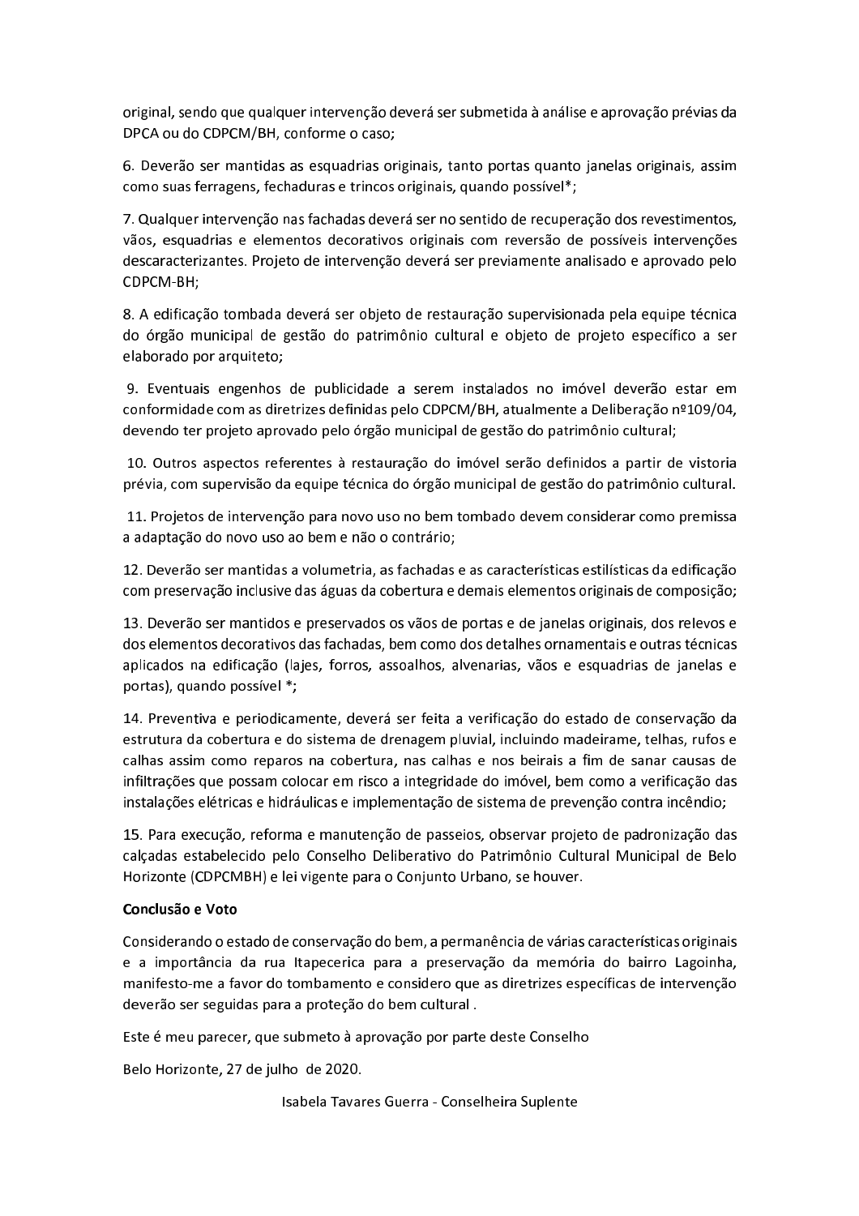original, sendo que qualquer intervenção deverá ser submetida à análise e aprovação prévias da DPCA ou do CDPCM/BH, conforme o caso;

6. Deverão ser mantidas as esquadrias originais, tanto portas quanto janelas originais, assim como suas ferragens, fechaduras e trincos originais, quando possível*;

7. Qualquer intervenção nas fachadas deverá ser no sentido de recuperação dos revestimentos, vãos, esquadrias e elementos decorativos originais com reversão de possíveis intervenções descaracterizantes. Projeto de intervenção deverá ser previamente analisado e aprovado pelo CDPCM-BH;

8. A edificação tombada deverá ser objeto de restauração supervisionada pela equipe técnica do órgão municipal de gestão do patrimônio cultural e objeto de projeto específico a ser elaborado por arquiteto;

9. Eventuais engenhos de publicidade a serem instalados no imóvel deverão estar em conformidade com as diretrizes definidas pelo CDPCM/BH, atualmente a Deliberação nº109/04, devendo ter projeto aprovado pelo órgão municipal de gestão do patrimônio cultural;

10. Outros aspectos referentes à restauração do imóvel serão definidos a partir de vistoria prévia, com supervisão da equipe técnica do órgão municipal de gestão do patrimônio cultural.

11. Projetos de intervenção para novo uso no bem tombado devem considerar como premissa a adaptação do novo uso ao bem e não o contrário;

12. Deverão ser mantidas a volumetria, as fachadas e as características estilísticas da edificação com preservação inclusive das águas da cobertura e demais elementos originais de composição;

13. Deverão ser mantidos e preservados os vãos de portas e de janelas originais, dos relevos e dos elementos decorativos das fachadas, bem como dos detalhes ornamentais e outras técnicas aplicados na edificação (lajes, forros, assoalhos, alvenarias, vãos e esquadrias de janelas e portas), quando possível *;

14. Preventiva e periodicamente, deverá ser feita a verificação do estado de conservação da estrutura da cobertura e do sistema de drenagem pluvial, incluindo madeirame, telhas, rufos e calhas assim como reparos na cobertura, nas calhas e nos beirais a fim de sanar causas de infiltrações que possam colocar em risco a integridade do imóvel, bem como a verificação das instalações elétricas e hidráulicas e implementação de sistema de prevenção contra incêndio;

15. Para execução, reforma e manutenção de passeios, observar projeto de padronização das calçadas estabelecido pelo Conselho Deliberativo do Patrimônio Cultural Municipal de Belo Horizonte (CDPCMBH) e lei vigente para o Conjunto Urbano, se houver.

**Conclusão e Voto**

Considerando o estado de conservação do bem, a permanência de várias características originais e a importância da rua Itapecerica para a preservação da memória do bairro Lagoinha, manifesto-me a favor do tombamento e considero que as diretrizes específicas de intervenção deverão ser seguidas para a proteção do bem cultural .

Este é meu parecer, que submeto à aprovação por parte deste Conselho

Belo Horizonte, 27 de julho de 2020.

Isabela Tavares Guerra - Conselheira Suplente